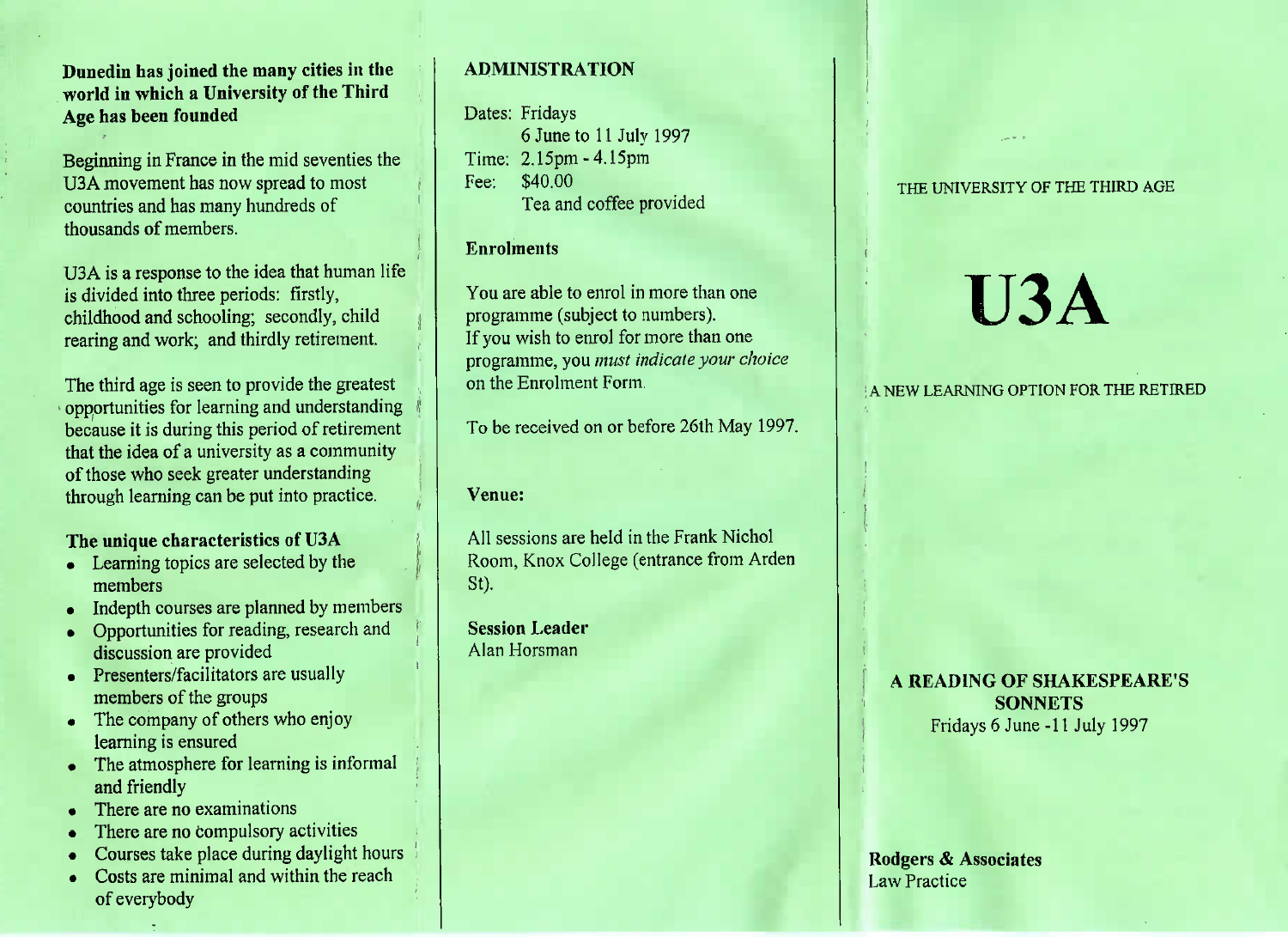**Dunedin has joined the many cities in the world in which a University of the Third Age has been founded**

Beginning in France in the mid seventies the U3A movement has now spread to most countries and has many hundreds of thousands of members.

U3A is a response to the idea that human life is divided into three periods: firstly, childhood and schooling; secondly, child rearing and work; and thirdly retirement.

The third age is seen to provide the greatest opportunities for learning and understanding because it is during this period of retirement that the idea of a university as a community of those who seek greater understanding through learning can be put into practice.

**The unique characteristics of U3A**

- Learning topics are selected by the members
- Indepth courses are planned by members
- Opportunities for reading, research and discussion are provided
- Presenters/facilitators are usually members of the groups
- The company of others who enjoy learning is ensured
- The atmosphere for learning is informal and friendly
- There are no examinations
- There are no compulsory activities
- Courses take place during daylight hours
- Costs are minimal and within the reach of everybody

## ADMINISTRATION

Dates: Fridays
6 June to 11 July 1997
Time: 2.15pm - 4.15pm
Fee: $40.00
Tea and coffee provided

**Enrolments**

You are able to enrol in more than one programme (subject to numbers).
If you wish to enrol for more than one programme, you *must indicate your choice* on the Enrolment Form.

To be received on or before 26th May 1997.

**Venue:**

All sessions are held in the Frank Nichol Room, Knox College (entrance from Arden St).

**Session Leader**
Alan Horsman

THE UNIVERSITY OF THE THIRD AGE

# U3A

A NEW LEARNING OPTION FOR THE RETIRED

**A READING OF SHAKESPEARE'S SONNETS**
Fridays 6 June -11 July 1997

**Rodgers & Associates**
Law Practice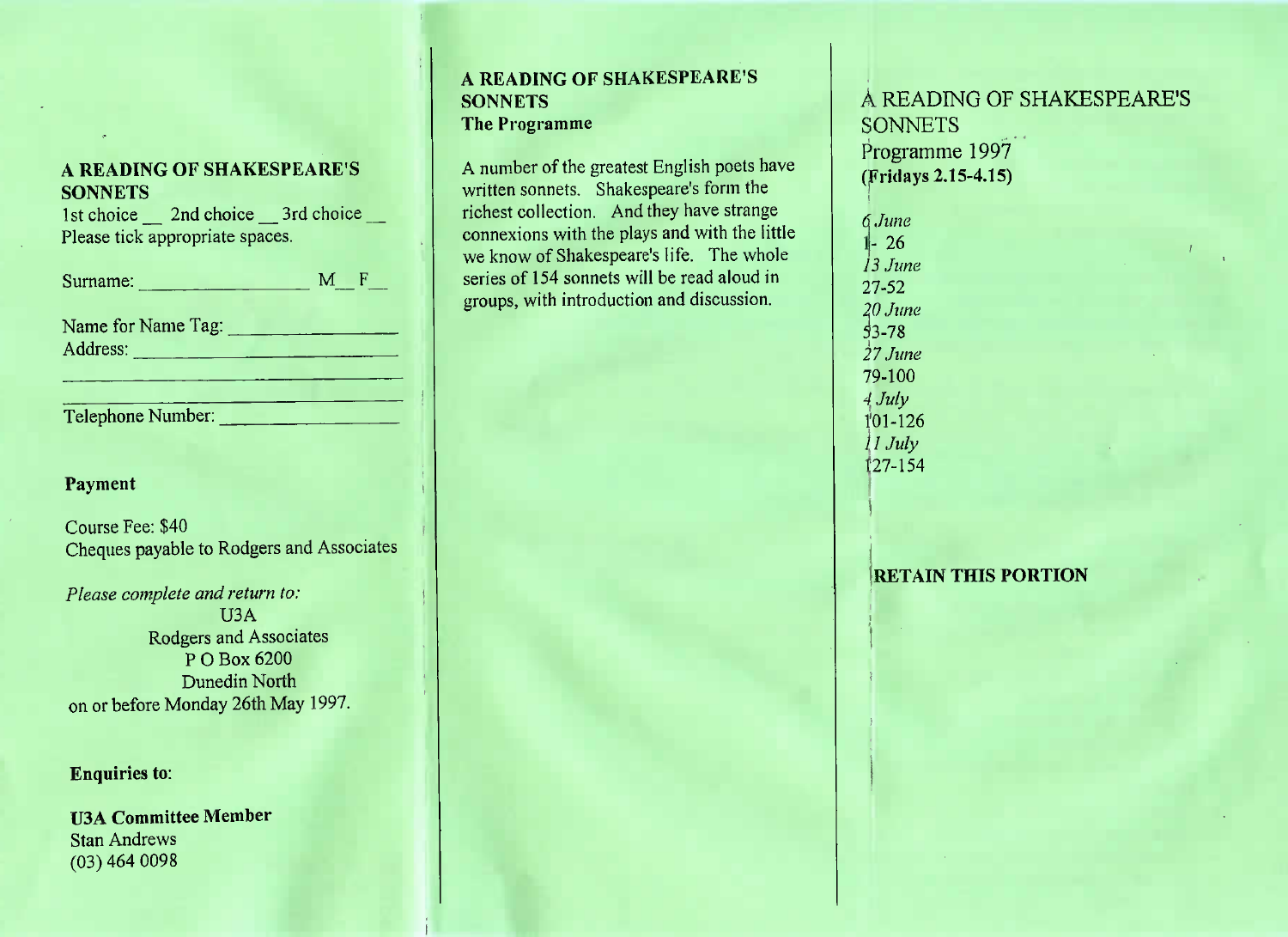## A READING OF SHAKESPEARE'S SONNETS

1st choice __ 2nd choice __ 3rd choice __
Please tick appropriate spaces.

Surname: ________________ M__ F__

Name for Name Tag: ______________
Address: ________________________

________________________________

________________________________

Telephone Number: ________________

**Payment**

Course Fee: $40
Cheques payable to Rodgers and Associates

*Please complete and return to:*
U3A
Rodgers and Associates
P O Box 6200
Dunedin North
on or before Monday 26th May 1997.

**Enquiries to:**

**U3A Committee Member**
Stan Andrews
(03) 464 0098

## A READING OF SHAKESPEARE'S SONNETS
### The Programme

A number of the greatest English poets have written sonnets. Shakespeare's form the richest collection. And they have strange connexions with the plays and with the little we know of Shakespeare's life. The whole series of 154 sonnets will be read aloud in groups, with introduction and discussion.

## A READING OF SHAKESPEARE'S SONNETS
Programme 1997
**(Fridays 2.15-4.15)**

*6 June*
1- 26
*13 June*
27-52
*20 June*
53-78
*27 June*
79-100
*4 July*
101-126
*11 July*
127-154

**RETAIN THIS PORTION**